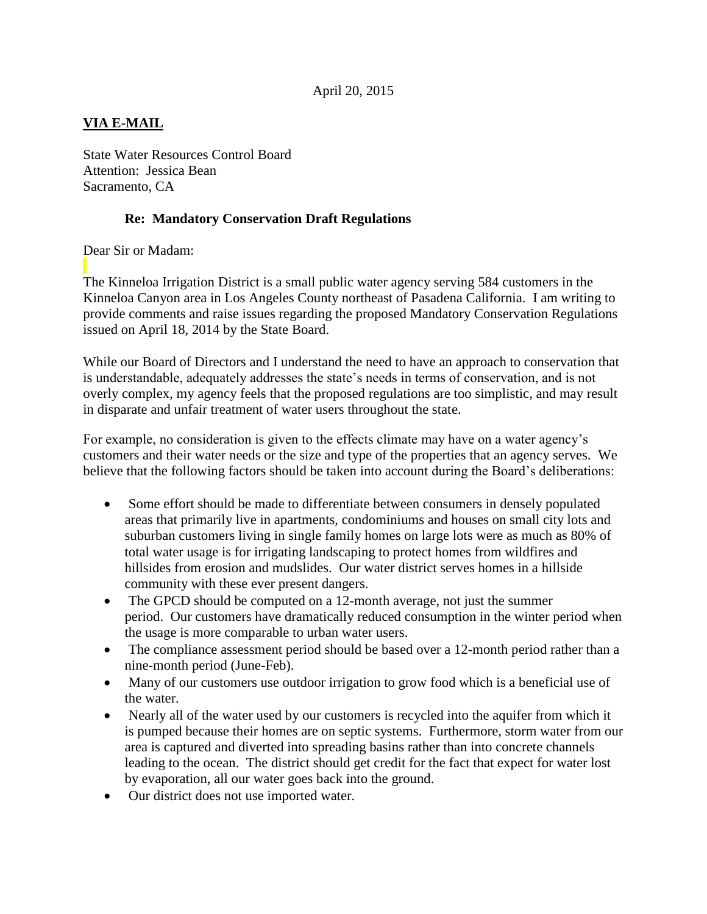April 20, 2015

**VIA E-MAIL**

State Water Resources Control Board
Attention: Jessica Bean
Sacramento, CA

**Re: Mandatory Conservation Draft Regulations**

Dear Sir or Madam:

The Kinneloa Irrigation District is a small public water agency serving 584 customers in the Kinneloa Canyon area in Los Angeles County northeast of Pasadena California. I am writing to provide comments and raise issues regarding the proposed Mandatory Conservation Regulations issued on April 18, 2014 by the State Board.

While our Board of Directors and I understand the need to have an approach to conservation that is understandable, adequately addresses the state's needs in terms of conservation, and is not overly complex, my agency feels that the proposed regulations are too simplistic, and may result in disparate and unfair treatment of water users throughout the state.

For example, no consideration is given to the effects climate may have on a water agency's customers and their water needs or the size and type of the properties that an agency serves. We believe that the following factors should be taken into account during the Board's deliberations:

- Some effort should be made to differentiate between consumers in densely populated areas that primarily live in apartments, condominiums and houses on small city lots and suburban customers living in single family homes on large lots were as much as 80% of total water usage is for irrigating landscaping to protect homes from wildfires and hillsides from erosion and mudslides. Our water district serves homes in a hillside community with these ever present dangers.
- The GPCD should be computed on a 12-month average, not just the summer period. Our customers have dramatically reduced consumption in the winter period when the usage is more comparable to urban water users.
- The compliance assessment period should be based over a 12-month period rather than a nine-month period (June-Feb).
- Many of our customers use outdoor irrigation to grow food which is a beneficial use of the water.
- Nearly all of the water used by our customers is recycled into the aquifer from which it is pumped because their homes are on septic systems. Furthermore, storm water from our area is captured and diverted into spreading basins rather than into concrete channels leading to the ocean. The district should get credit for the fact that expect for water lost by evaporation, all our water goes back into the ground.
- Our district does not use imported water.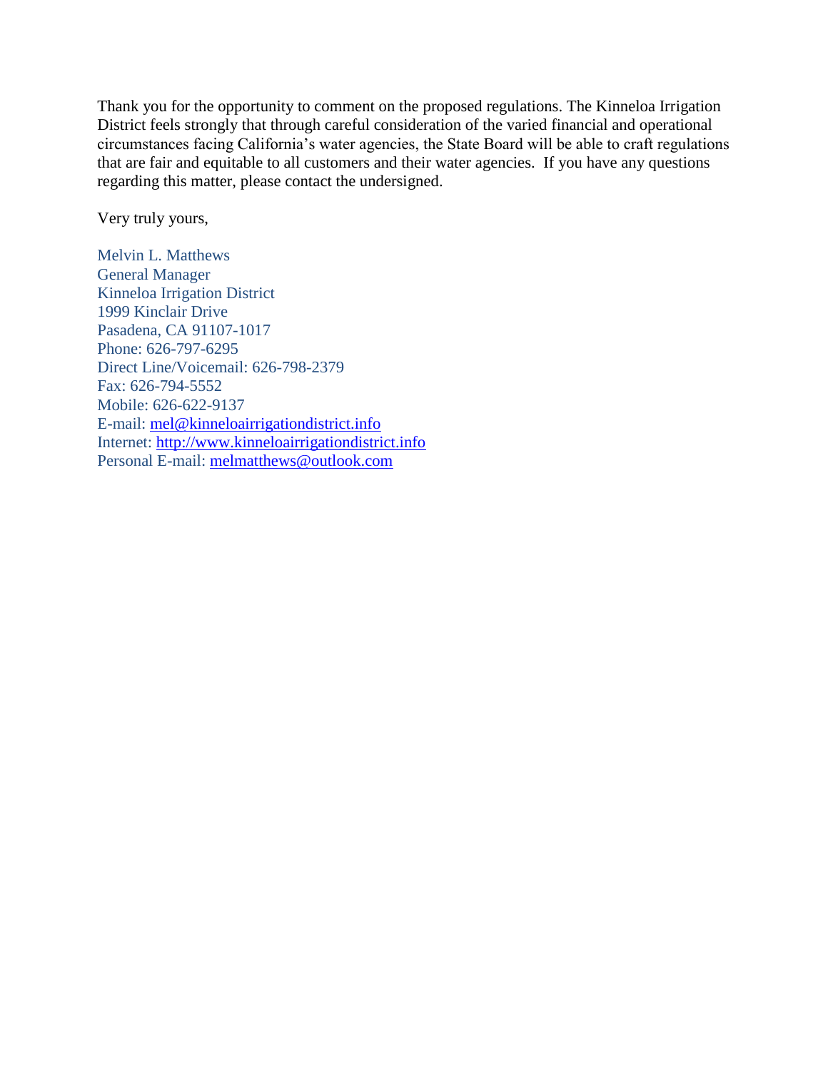Thank you for the opportunity to comment on the proposed regulations. The Kinneloa Irrigation District feels strongly that through careful consideration of the varied financial and operational circumstances facing California's water agencies, the State Board will be able to craft regulations that are fair and equitable to all customers and their water agencies. If you have any questions regarding this matter, please contact the undersigned.

Very truly yours,

Melvin L. Matthews  
General Manager  
Kinneloa Irrigation District  
1999 Kinclair Drive  
Pasadena, CA 91107-1017  
Phone: 626-797-6295  
Direct Line/Voicemail: 626-798-2379  
Fax: 626-794-5552  
Mobile: 626-622-9137  
E-mail: mel@kinneloairrigationdistrict.info  
Internet: http://www.kinneloairrigationdistrict.info  
Personal E-mail: melmatthews@outlook.com